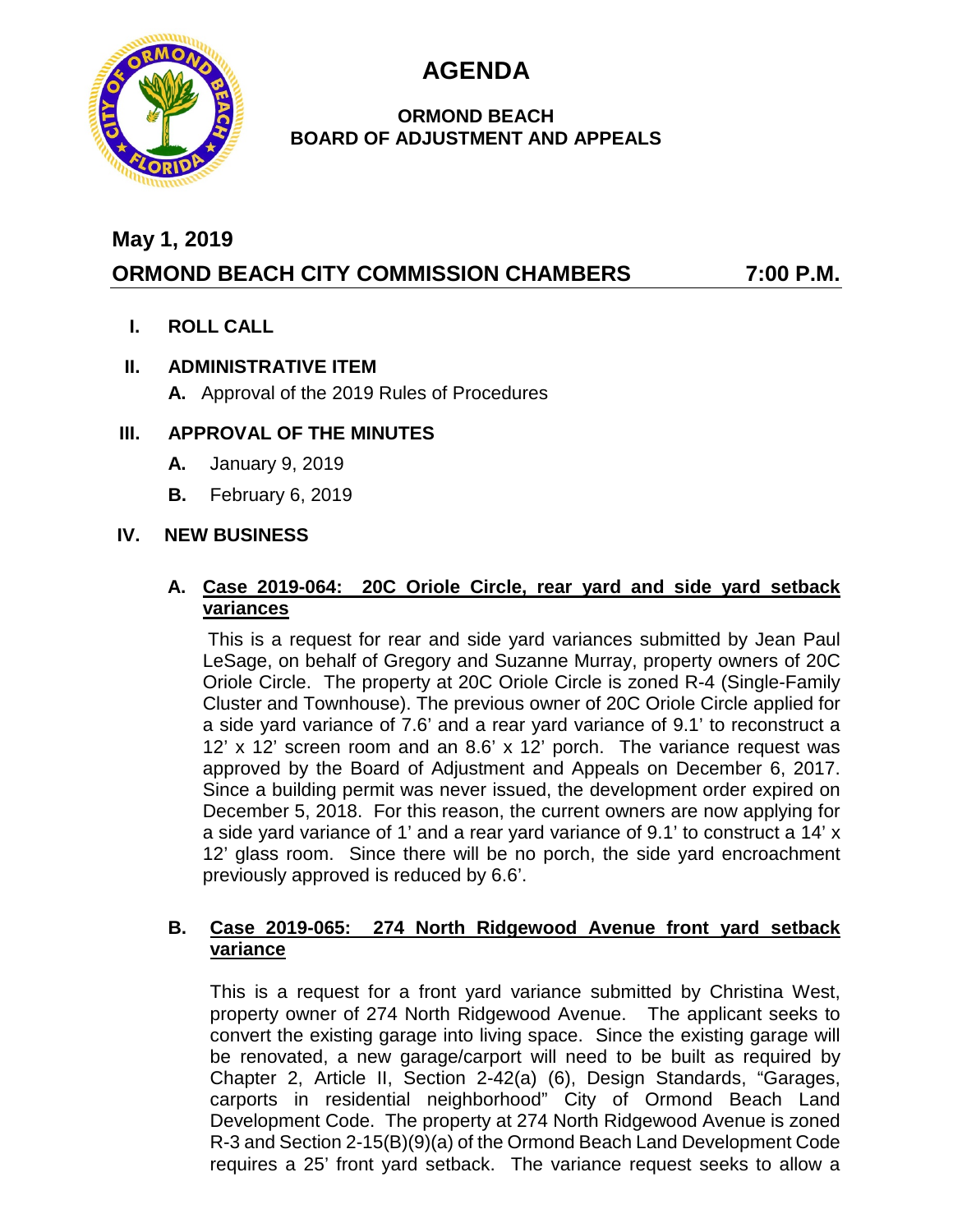# AGENDA

**ORMOND BEACH**
**BOARD OF ADJUSTMENT AND APPEALS**

## May 1, 2019

## ORMOND BEACH CITY COMMISSION CHAMBERS 7:00 P.M.

**I. ROLL CALL**

**II. ADMINISTRATIVE ITEM**

**A.** Approval of the 2019 Rules of Procedures

**III. APPROVAL OF THE MINUTES**

**A.** January 9, 2019

**B.** February 6, 2019

**IV. NEW BUSINESS**

**A. Case 2019-064: 20C Oriole Circle, rear yard and side yard setback variances**

This is a request for rear and side yard variances submitted by Jean Paul LeSage, on behalf of Gregory and Suzanne Murray, property owners of 20C Oriole Circle. The property at 20C Oriole Circle is zoned R-4 (Single-Family Cluster and Townhouse). The previous owner of 20C Oriole Circle applied for a side yard variance of 7.6' and a rear yard variance of 9.1' to reconstruct a 12' x 12' screen room and an 8.6' x 12' porch. The variance request was approved by the Board of Adjustment and Appeals on December 6, 2017. Since a building permit was never issued, the development order expired on December 5, 2018. For this reason, the current owners are now applying for a side yard variance of 1' and a rear yard variance of 9.1' to construct a 14' x 12' glass room. Since there will be no porch, the side yard encroachment previously approved is reduced by 6.6'.

**B. Case 2019-065: 274 North Ridgewood Avenue front yard setback variance**

This is a request for a front yard variance submitted by Christina West, property owner of 274 North Ridgewood Avenue. The applicant seeks to convert the existing garage into living space. Since the existing garage will be renovated, a new garage/carport will need to be built as required by Chapter 2, Article II, Section 2-42(a) (6), Design Standards, "Garages, carports in residential neighborhood" City of Ormond Beach Land Development Code. The property at 274 North Ridgewood Avenue is zoned R-3 and Section 2-15(B)(9)(a) of the Ormond Beach Land Development Code requires a 25' front yard setback. The variance request seeks to allow a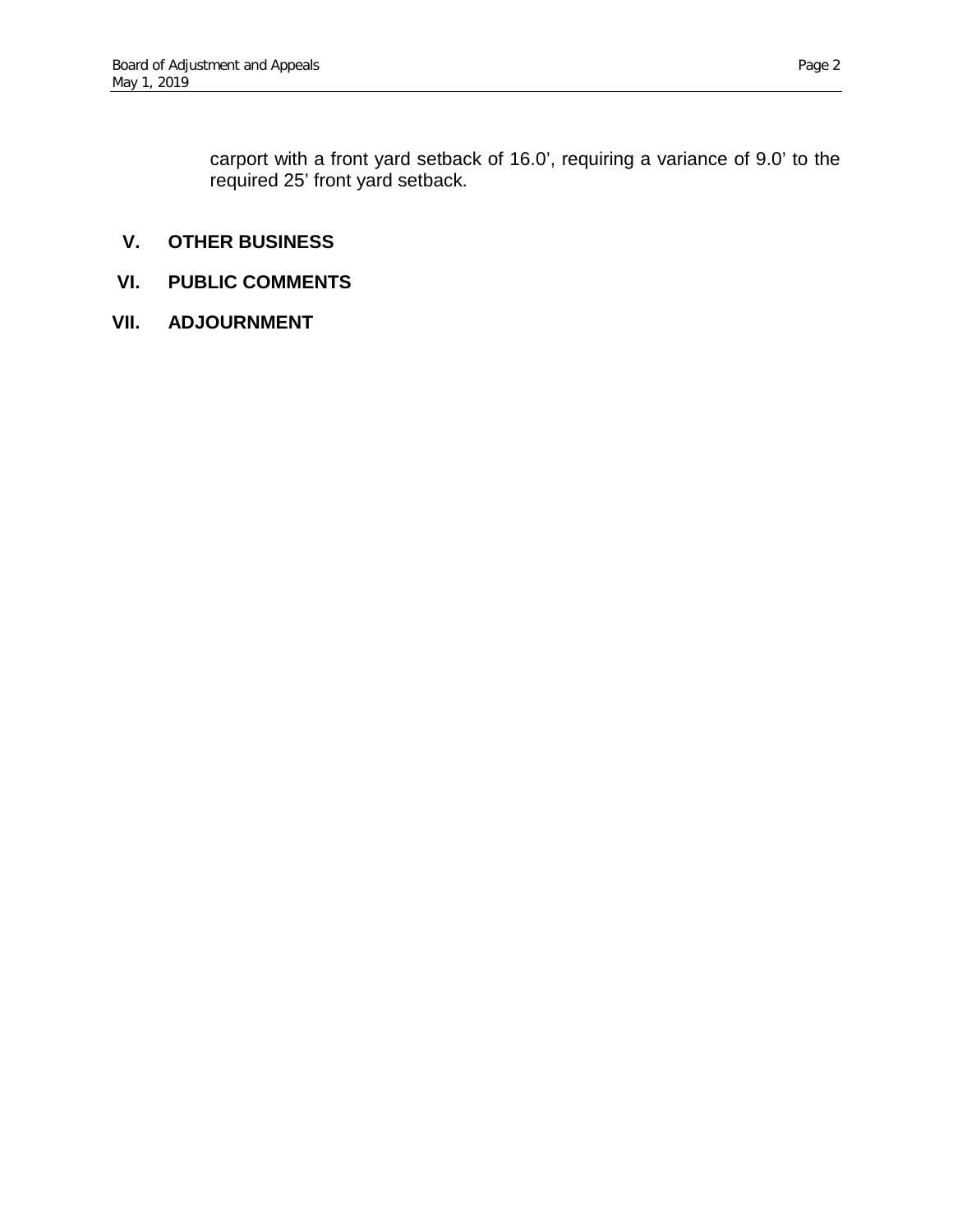carport with a front yard setback of 16.0’, requiring a variance of 9.0’ to the required 25’ front yard setback.

## V. OTHER BUSINESS

## VI. PUBLIC COMMENTS

## VII. ADJOURNMENT